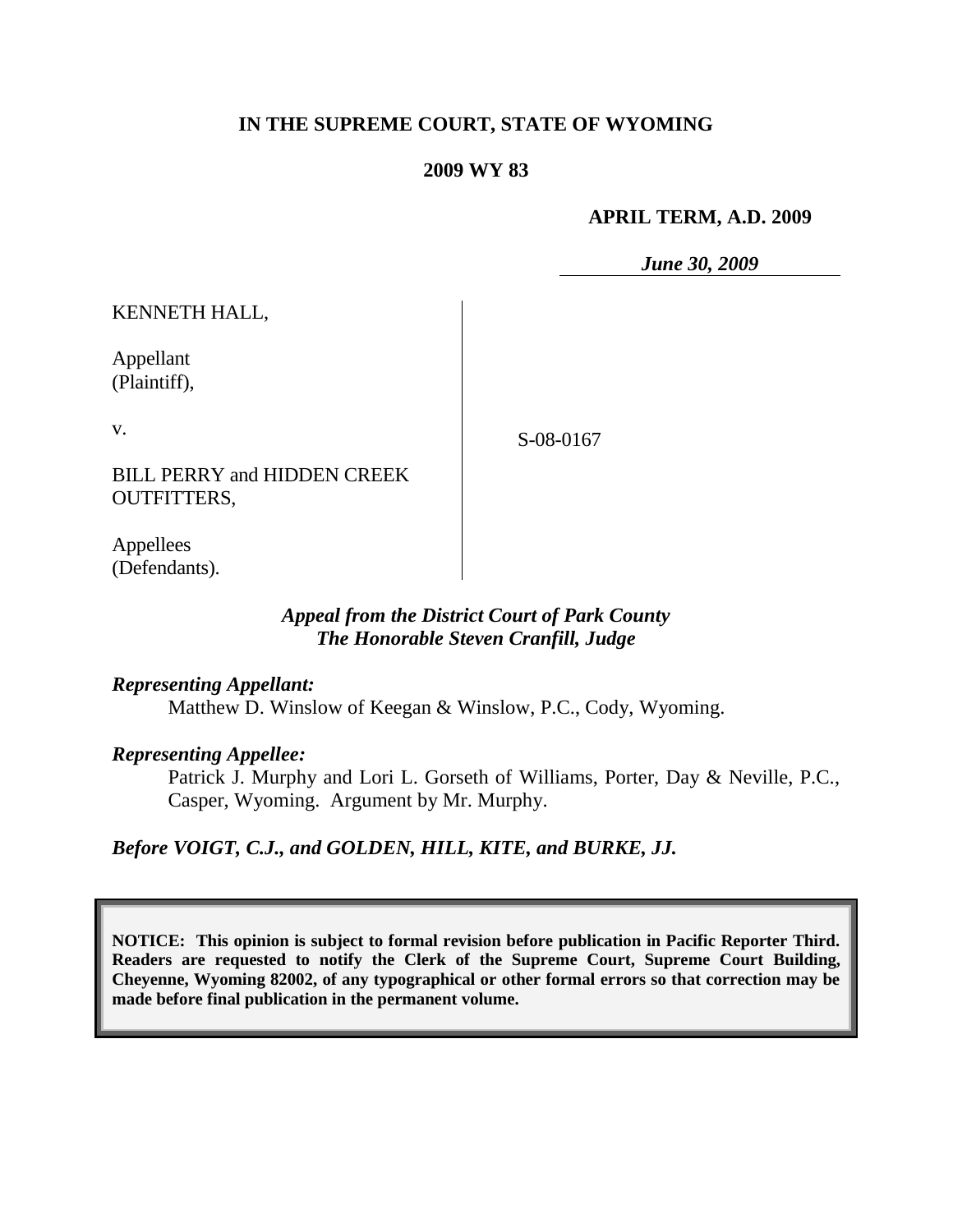**IN THE SUPREME COURT, STATE OF WYOMING**

**2009 WY 83**

**APRIL TERM, A.D. 2009**

***June 30, 2009***

KENNETH HALL,

Appellant
(Plaintiff),

v.

BILL PERRY and HIDDEN CREEK OUTFITTERS,

Appellees
(Defendants).

S-08-0167

***Appeal from the District Court of Park County***
***The Honorable Steven Cranfill, Judge***

***Representing Appellant:***

Matthew D. Winslow of Keegan & Winslow, P.C., Cody, Wyoming.

***Representing Appellee:***

Patrick J. Murphy and Lori L. Gorseth of Williams, Porter, Day & Neville, P.C., Casper, Wyoming. Argument by Mr. Murphy.

***Before VOIGT, C.J., and GOLDEN, HILL, KITE, and BURKE, JJ.***

**NOTICE: This opinion is subject to formal revision before publication in Pacific Reporter Third. Readers are requested to notify the Clerk of the Supreme Court, Supreme Court Building, Cheyenne, Wyoming 82002, of any typographical or other formal errors so that correction may be made before final publication in the permanent volume.**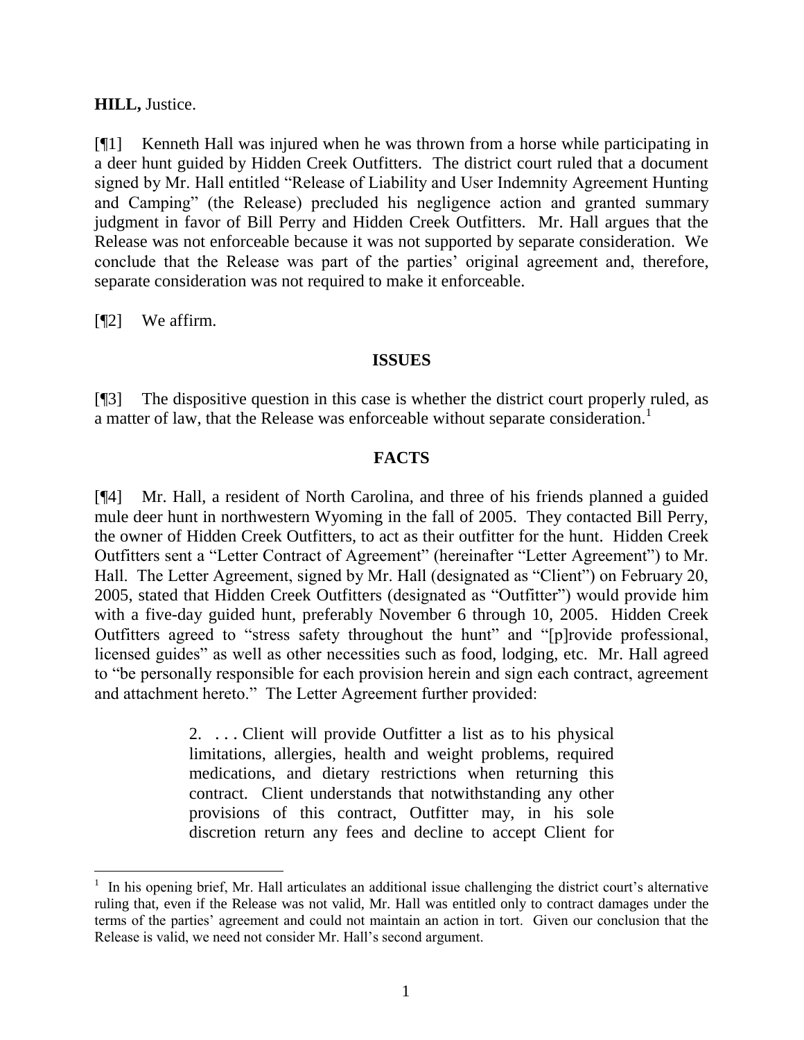**HILL,** Justice.

[¶1] Kenneth Hall was injured when he was thrown from a horse while participating in a deer hunt guided by Hidden Creek Outfitters. The district court ruled that a document signed by Mr. Hall entitled "Release of Liability and User Indemnity Agreement Hunting and Camping" (the Release) precluded his negligence action and granted summary judgment in favor of Bill Perry and Hidden Creek Outfitters. Mr. Hall argues that the Release was not enforceable because it was not supported by separate consideration. We conclude that the Release was part of the parties' original agreement and, therefore, separate consideration was not required to make it enforceable.

[¶2] We affirm.

## ISSUES

[¶3] The dispositive question in this case is whether the district court properly ruled, as a matter of law, that the Release was enforceable without separate consideration.[1]

## FACTS

[¶4] Mr. Hall, a resident of North Carolina, and three of his friends planned a guided mule deer hunt in northwestern Wyoming in the fall of 2005. They contacted Bill Perry, the owner of Hidden Creek Outfitters, to act as their outfitter for the hunt. Hidden Creek Outfitters sent a "Letter Contract of Agreement" (hereinafter "Letter Agreement") to Mr. Hall. The Letter Agreement, signed by Mr. Hall (designated as "Client") on February 20, 2005, stated that Hidden Creek Outfitters (designated as "Outfitter") would provide him with a five-day guided hunt, preferably November 6 through 10, 2005. Hidden Creek Outfitters agreed to "stress safety throughout the hunt" and "[p]rovide professional, licensed guides" as well as other necessities such as food, lodging, etc. Mr. Hall agreed to "be personally responsible for each provision herein and sign each contract, agreement and attachment hereto." The Letter Agreement further provided:

> 2. . . . Client will provide Outfitter a list as to his physical limitations, allergies, health and weight problems, required medications, and dietary restrictions when returning this contract. Client understands that notwithstanding any other provisions of this contract, Outfitter may, in his sole discretion return any fees and decline to accept Client for

---

[1] In his opening brief, Mr. Hall articulates an additional issue challenging the district court's alternative ruling that, even if the Release was not valid, Mr. Hall was entitled only to contract damages under the terms of the parties' agreement and could not maintain an action in tort. Given our conclusion that the Release is valid, we need not consider Mr. Hall's second argument.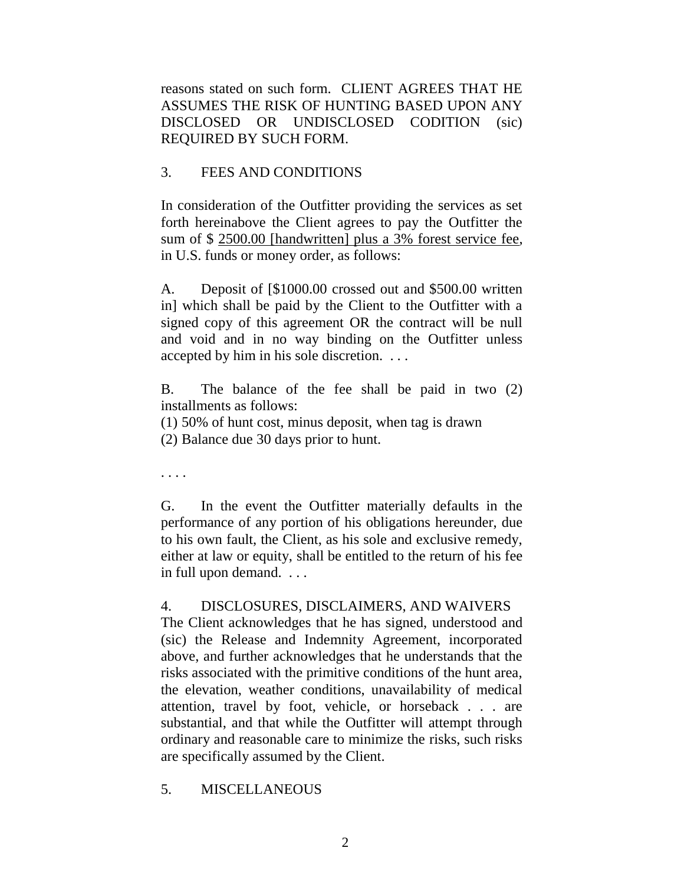reasons stated on such form. CLIENT AGREES THAT HE ASSUMES THE RISK OF HUNTING BASED UPON ANY DISCLOSED OR UNDISCLOSED CODITION (sic) REQUIRED BY SUCH FORM.

3. FEES AND CONDITIONS

In consideration of the Outfitter providing the services as set forth hereinabove the Client agrees to pay the Outfitter the sum of $ <u>2500.00 [handwritten] plus a 3% forest service fee</u>, in U.S. funds or money order, as follows:

A. Deposit of [$1000.00 crossed out and $500.00 written in] which shall be paid by the Client to the Outfitter with a signed copy of this agreement OR the contract will be null and void and in no way binding on the Outfitter unless accepted by him in his sole discretion. . . .

B. The balance of the fee shall be paid in two (2) installments as follows:
(1) 50% of hunt cost, minus deposit, when tag is drawn
(2) Balance due 30 days prior to hunt.

. . . .

G. In the event the Outfitter materially defaults in the performance of any portion of his obligations hereunder, due to his own fault, the Client, as his sole and exclusive remedy, either at law or equity, shall be entitled to the return of his fee in full upon demand. . . .

4. DISCLOSURES, DISCLAIMERS, AND WAIVERS

The Client acknowledges that he has signed, understood and (sic) the Release and Indemnity Agreement, incorporated above, and further acknowledges that he understands that the risks associated with the primitive conditions of the hunt area, the elevation, weather conditions, unavailability of medical attention, travel by foot, vehicle, or horseback . . . are substantial, and that while the Outfitter will attempt through ordinary and reasonable care to minimize the risks, such risks are specifically assumed by the Client.

5. MISCELLANEOUS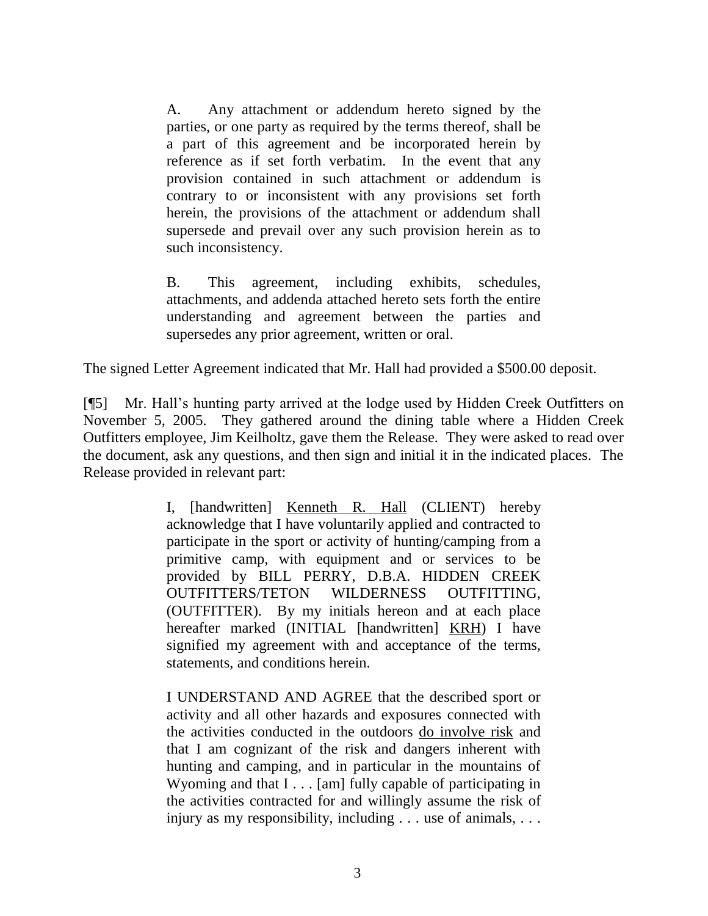> A. Any attachment or addendum hereto signed by the parties, or one party as required by the terms thereof, shall be a part of this agreement and be incorporated herein by reference as if set forth verbatim. In the event that any provision contained in such attachment or addendum is contrary to or inconsistent with any provisions set forth herein, the provisions of the attachment or addendum shall supersede and prevail over any such provision herein as to such inconsistency.
>
> B. This agreement, including exhibits, schedules, attachments, and addenda attached hereto sets forth the entire understanding and agreement between the parties and supersedes any prior agreement, written or oral.

The signed Letter Agreement indicated that Mr. Hall had provided a $500.00 deposit.

[¶5] Mr. Hall's hunting party arrived at the lodge used by Hidden Creek Outfitters on November 5, 2005. They gathered around the dining table where a Hidden Creek Outfitters employee, Jim Keilholtz, gave them the Release. They were asked to read over the document, ask any questions, and then sign and initial it in the indicated places. The Release provided in relevant part:

> I, [handwritten] <u>Kenneth R. Hall</u> (CLIENT) hereby acknowledge that I have voluntarily applied and contracted to participate in the sport or activity of hunting/camping from a primitive camp, with equipment and or services to be provided by BILL PERRY, D.B.A. HIDDEN CREEK OUTFITTERS/TETON WILDERNESS OUTFITTING, (OUTFITTER). By my initials hereon and at each place hereafter marked (INITIAL [handwritten] <u>KRH</u>) I have signified my agreement with and acceptance of the terms, statements, and conditions herein.
>
> I UNDERSTAND AND AGREE that the described sport or activity and all other hazards and exposures connected with the activities conducted in the outdoors <u>do involve risk</u> and that I am cognizant of the risk and dangers inherent with hunting and camping, and in particular in the mountains of Wyoming and that I . . . [am] fully capable of participating in the activities contracted for and willingly assume the risk of injury as my responsibility, including . . . use of animals, . . .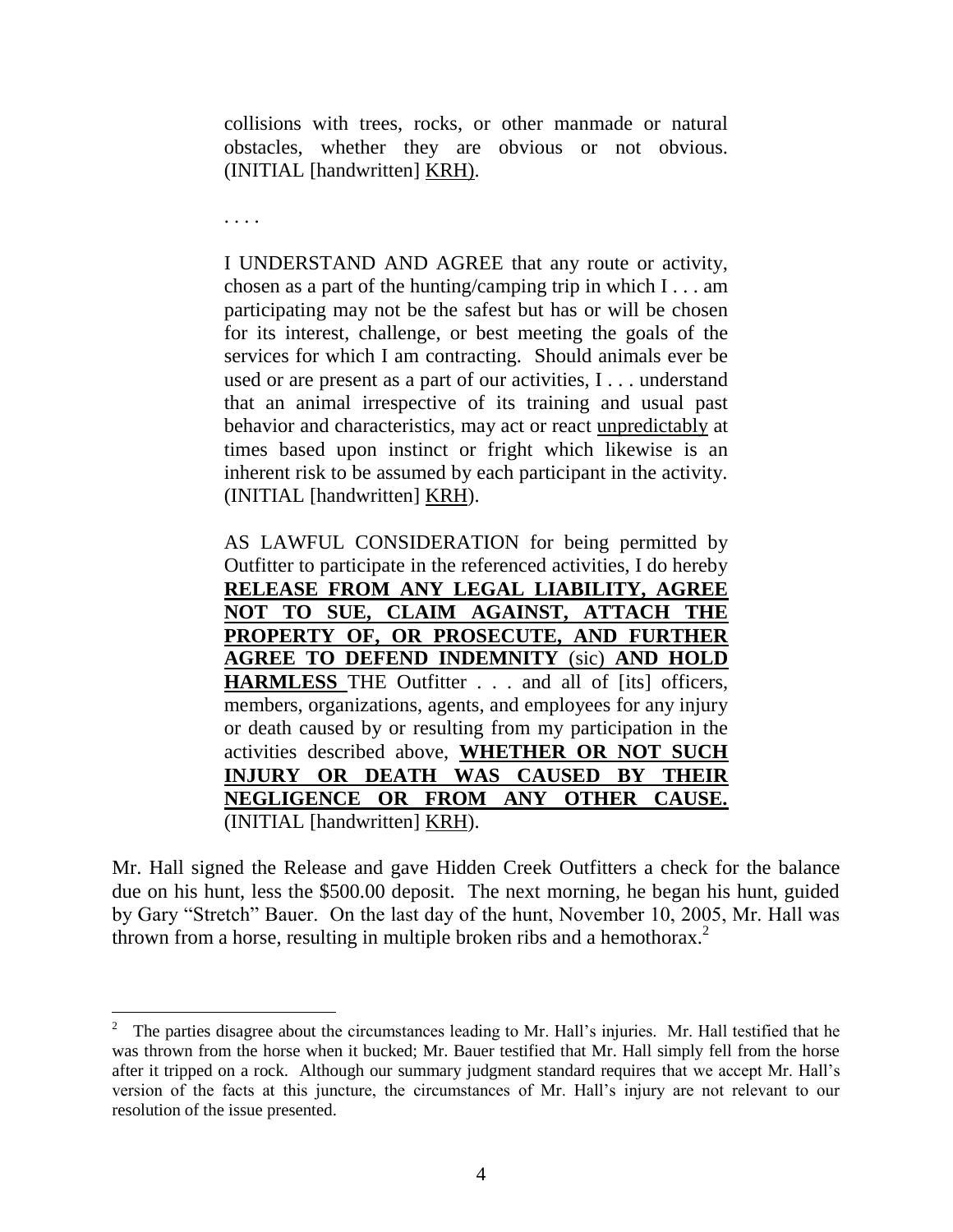> collisions with trees, rocks, or other manmade or natural obstacles, whether they are obvious or not obvious. (INITIAL [handwritten] KRH).
>
> . . . .
>
> I UNDERSTAND AND AGREE that any route or activity, chosen as a part of the hunting/camping trip in which I . . . am participating may not be the safest but has or will be chosen for its interest, challenge, or best meeting the goals of the services for which I am contracting. Should animals ever be used or are present as a part of our activities, I . . . understand that an animal irrespective of its training and usual past behavior and characteristics, may act or react unpredictably at times based upon instinct or fright which likewise is an inherent risk to be assumed by each participant in the activity. (INITIAL [handwritten] KRH).
>
> AS LAWFUL CONSIDERATION for being permitted by Outfitter to participate in the referenced activities, I do hereby **RELEASE FROM ANY LEGAL LIABILITY, AGREE NOT TO SUE, CLAIM AGAINST, ATTACH THE PROPERTY OF, OR PROSECUTE, AND FURTHER AGREE TO DEFEND INDEMNITY** (sic) **AND HOLD HARMLESS** THE Outfitter . . . and all of [its] officers, members, organizations, agents, and employees for any injury or death caused by or resulting from my participation in the activities described above, **WHETHER OR NOT SUCH INJURY OR DEATH WAS CAUSED BY THEIR NEGLIGENCE OR FROM ANY OTHER CAUSE.** (INITIAL [handwritten] KRH).

Mr. Hall signed the Release and gave Hidden Creek Outfitters a check for the balance due on his hunt, less the \$500.00 deposit. The next morning, he began his hunt, guided by Gary "Stretch" Bauer. On the last day of the hunt, November 10, 2005, Mr. Hall was thrown from a horse, resulting in multiple broken ribs and a hemothorax.[2]

---

[2] The parties disagree about the circumstances leading to Mr. Hall's injuries. Mr. Hall testified that he was thrown from the horse when it bucked; Mr. Bauer testified that Mr. Hall simply fell from the horse after it tripped on a rock. Although our summary judgment standard requires that we accept Mr. Hall's version of the facts at this juncture, the circumstances of Mr. Hall's injury are not relevant to our resolution of the issue presented.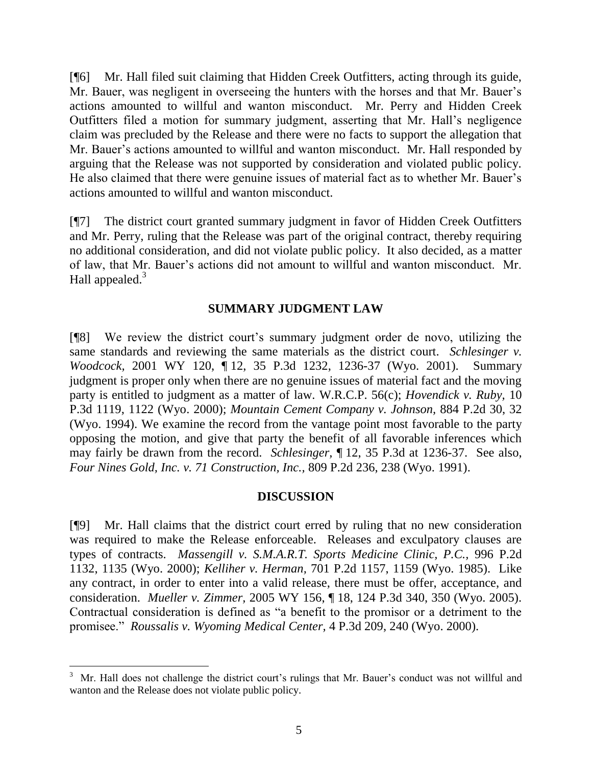[¶6] Mr. Hall filed suit claiming that Hidden Creek Outfitters, acting through its guide, Mr. Bauer, was negligent in overseeing the hunters with the horses and that Mr. Bauer's actions amounted to willful and wanton misconduct. Mr. Perry and Hidden Creek Outfitters filed a motion for summary judgment, asserting that Mr. Hall's negligence claim was precluded by the Release and there were no facts to support the allegation that Mr. Bauer's actions amounted to willful and wanton misconduct. Mr. Hall responded by arguing that the Release was not supported by consideration and violated public policy. He also claimed that there were genuine issues of material fact as to whether Mr. Bauer's actions amounted to willful and wanton misconduct.

[¶7] The district court granted summary judgment in favor of Hidden Creek Outfitters and Mr. Perry, ruling that the Release was part of the original contract, thereby requiring no additional consideration, and did not violate public policy. It also decided, as a matter of law, that Mr. Bauer's actions did not amount to willful and wanton misconduct. Mr. Hall appealed.[3]

## SUMMARY JUDGMENT LAW

[¶8] We review the district court's summary judgment order de novo, utilizing the same standards and reviewing the same materials as the district court. *Schlesinger v. Woodcock,* 2001 WY 120, ¶ 12, 35 P.3d 1232, 1236-37 (Wyo. 2001). Summary judgment is proper only when there are no genuine issues of material fact and the moving party is entitled to judgment as a matter of law. W.R.C.P. 56(c); *Hovendick v. Ruby,* 10 P.3d 1119, 1122 (Wyo. 2000); *Mountain Cement Company v. Johnson,* 884 P.2d 30, 32 (Wyo. 1994). We examine the record from the vantage point most favorable to the party opposing the motion, and give that party the benefit of all favorable inferences which may fairly be drawn from the record. *Schlesinger,* ¶ 12, 35 P.3d at 1236-37. See also, *Four Nines Gold, Inc. v. 71 Construction, Inc.,* 809 P.2d 236, 238 (Wyo. 1991).

## DISCUSSION

[¶9] Mr. Hall claims that the district court erred by ruling that no new consideration was required to make the Release enforceable. Releases and exculpatory clauses are types of contracts. *Massengill v. S.M.A.R.T. Sports Medicine Clinic, P.C.,* 996 P.2d 1132, 1135 (Wyo. 2000); *Kelliher v. Herman,* 701 P.2d 1157, 1159 (Wyo. 1985). Like any contract, in order to enter into a valid release, there must be offer, acceptance, and consideration. *Mueller v. Zimmer,* 2005 WY 156, ¶ 18, 124 P.3d 340, 350 (Wyo. 2005). Contractual consideration is defined as "a benefit to the promisor or a detriment to the promisee." *Roussalis v. Wyoming Medical Center,* 4 P.3d 209, 240 (Wyo. 2000).

---

[3] Mr. Hall does not challenge the district court's rulings that Mr. Bauer's conduct was not willful and wanton and the Release does not violate public policy.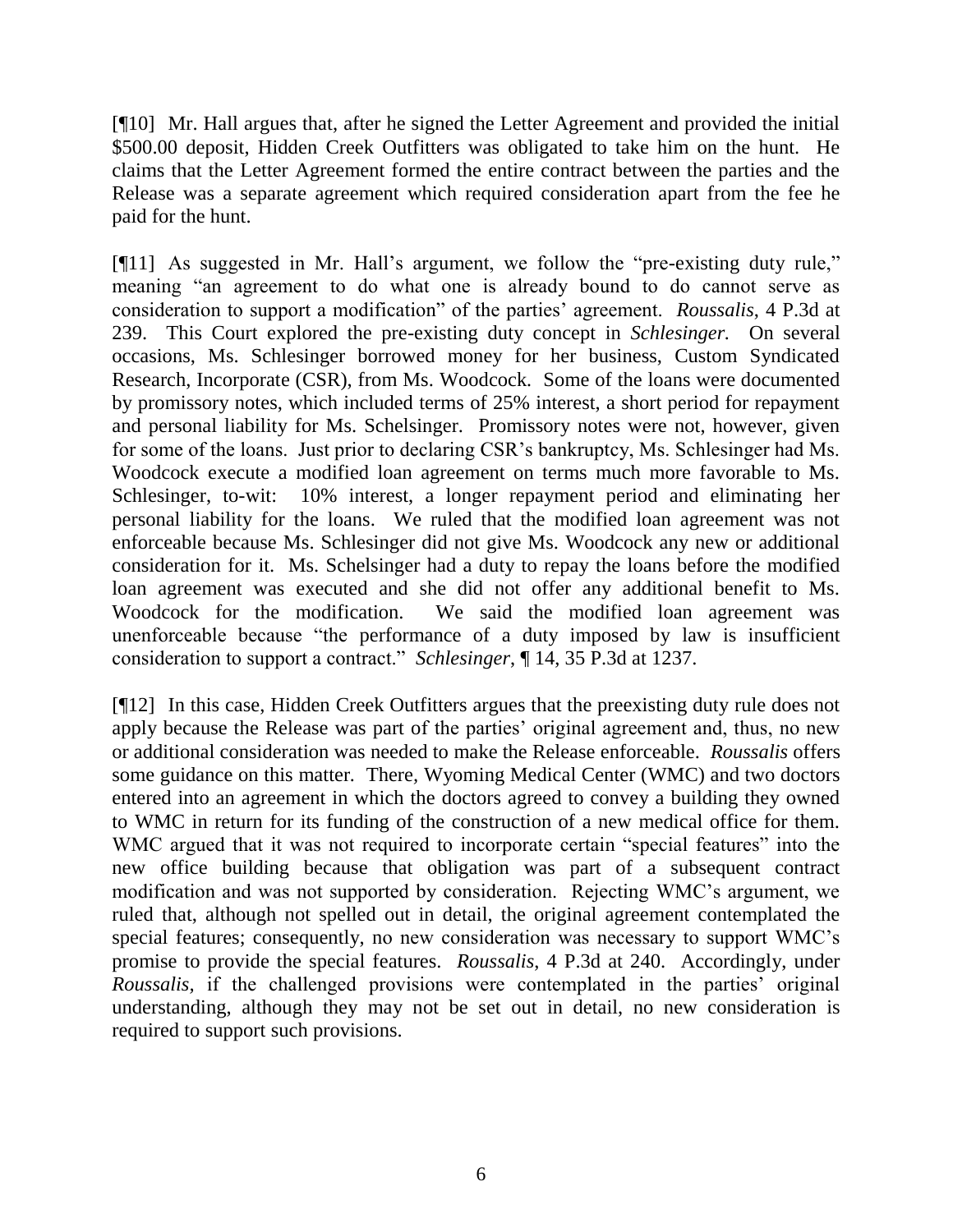[¶10] Mr. Hall argues that, after he signed the Letter Agreement and provided the initial \$500.00 deposit, Hidden Creek Outfitters was obligated to take him on the hunt. He claims that the Letter Agreement formed the entire contract between the parties and the Release was a separate agreement which required consideration apart from the fee he paid for the hunt.

[¶11] As suggested in Mr. Hall's argument, we follow the "pre-existing duty rule," meaning "an agreement to do what one is already bound to do cannot serve as consideration to support a modification" of the parties' agreement. *Roussalis*, 4 P.3d at 239. This Court explored the pre-existing duty concept in *Schlesinger.* On several occasions, Ms. Schlesinger borrowed money for her business, Custom Syndicated Research, Incorporate (CSR), from Ms. Woodcock. Some of the loans were documented by promissory notes, which included terms of 25% interest, a short period for repayment and personal liability for Ms. Schelsinger. Promissory notes were not, however, given for some of the loans. Just prior to declaring CSR's bankruptcy, Ms. Schlesinger had Ms. Woodcock execute a modified loan agreement on terms much more favorable to Ms. Schlesinger, to-wit: 10% interest, a longer repayment period and eliminating her personal liability for the loans. We ruled that the modified loan agreement was not enforceable because Ms. Schlesinger did not give Ms. Woodcock any new or additional consideration for it. Ms. Schelsinger had a duty to repay the loans before the modified loan agreement was executed and she did not offer any additional benefit to Ms. Woodcock for the modification. We said the modified loan agreement was unenforceable because "the performance of a duty imposed by law is insufficient consideration to support a contract." *Schlesinger*, ¶ 14, 35 P.3d at 1237.

[¶12] In this case, Hidden Creek Outfitters argues that the preexisting duty rule does not apply because the Release was part of the parties' original agreement and, thus, no new or additional consideration was needed to make the Release enforceable. *Roussalis* offers some guidance on this matter. There, Wyoming Medical Center (WMC) and two doctors entered into an agreement in which the doctors agreed to convey a building they owned to WMC in return for its funding of the construction of a new medical office for them. WMC argued that it was not required to incorporate certain "special features" into the new office building because that obligation was part of a subsequent contract modification and was not supported by consideration. Rejecting WMC's argument, we ruled that, although not spelled out in detail, the original agreement contemplated the special features; consequently, no new consideration was necessary to support WMC's promise to provide the special features. *Roussalis*, 4 P.3d at 240. Accordingly, under *Roussalis,* if the challenged provisions were contemplated in the parties' original understanding, although they may not be set out in detail, no new consideration is required to support such provisions.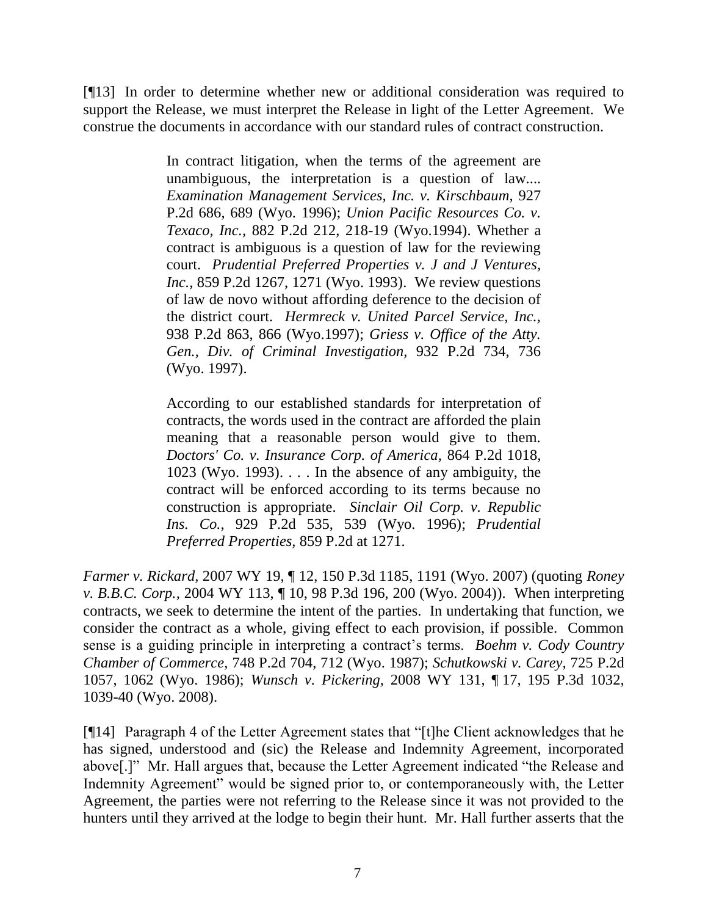[¶13] In order to determine whether new or additional consideration was required to support the Release, we must interpret the Release in light of the Letter Agreement. We construe the documents in accordance with our standard rules of contract construction.

> In contract litigation, when the terms of the agreement are unambiguous, the interpretation is a question of law.... *Examination Management Services, Inc. v. Kirschbaum,* 927 P.2d 686, 689 (Wyo. 1996); *Union Pacific Resources Co. v. Texaco, Inc.*, 882 P.2d 212, 218-19 (Wyo.1994). Whether a contract is ambiguous is a question of law for the reviewing court. *Prudential Preferred Properties v. J and J Ventures, Inc.,* 859 P.2d 1267, 1271 (Wyo. 1993). We review questions of law de novo without affording deference to the decision of the district court. *Hermreck v. United Parcel Service, Inc.*, 938 P.2d 863, 866 (Wyo.1997); *Griess v. Office of the Atty. Gen., Div. of Criminal Investigation,* 932 P.2d 734, 736 (Wyo. 1997).
>
> According to our established standards for interpretation of contracts, the words used in the contract are afforded the plain meaning that a reasonable person would give to them. *Doctors' Co. v. Insurance Corp. of America,* 864 P.2d 1018, 1023 (Wyo. 1993). . . . In the absence of any ambiguity, the contract will be enforced according to its terms because no construction is appropriate. *Sinclair Oil Corp. v. Republic Ins. Co.,* 929 P.2d 535, 539 (Wyo. 1996); *Prudential Preferred Properties*, 859 P.2d at 1271.

*Farmer v. Rickard,* 2007 WY 19, ¶ 12, 150 P.3d 1185, 1191 (Wyo. 2007) (quoting *Roney v. B.B.C. Corp.,* 2004 WY 113, ¶ 10, 98 P.3d 196, 200 (Wyo. 2004)). When interpreting contracts, we seek to determine the intent of the parties. In undertaking that function, we consider the contract as a whole, giving effect to each provision, if possible. Common sense is a guiding principle in interpreting a contract's terms. *Boehm v. Cody Country Chamber of Commerce,* 748 P.2d 704, 712 (Wyo. 1987); *Schutkowski v. Carey,* 725 P.2d 1057, 1062 (Wyo. 1986); *Wunsch v. Pickering,* 2008 WY 131, ¶ 17, 195 P.3d 1032, 1039-40 (Wyo. 2008).

[¶14] Paragraph 4 of the Letter Agreement states that "[t]he Client acknowledges that he has signed, understood and (sic) the Release and Indemnity Agreement, incorporated above[.]" Mr. Hall argues that, because the Letter Agreement indicated "the Release and Indemnity Agreement" would be signed prior to, or contemporaneously with, the Letter Agreement, the parties were not referring to the Release since it was not provided to the hunters until they arrived at the lodge to begin their hunt. Mr. Hall further asserts that the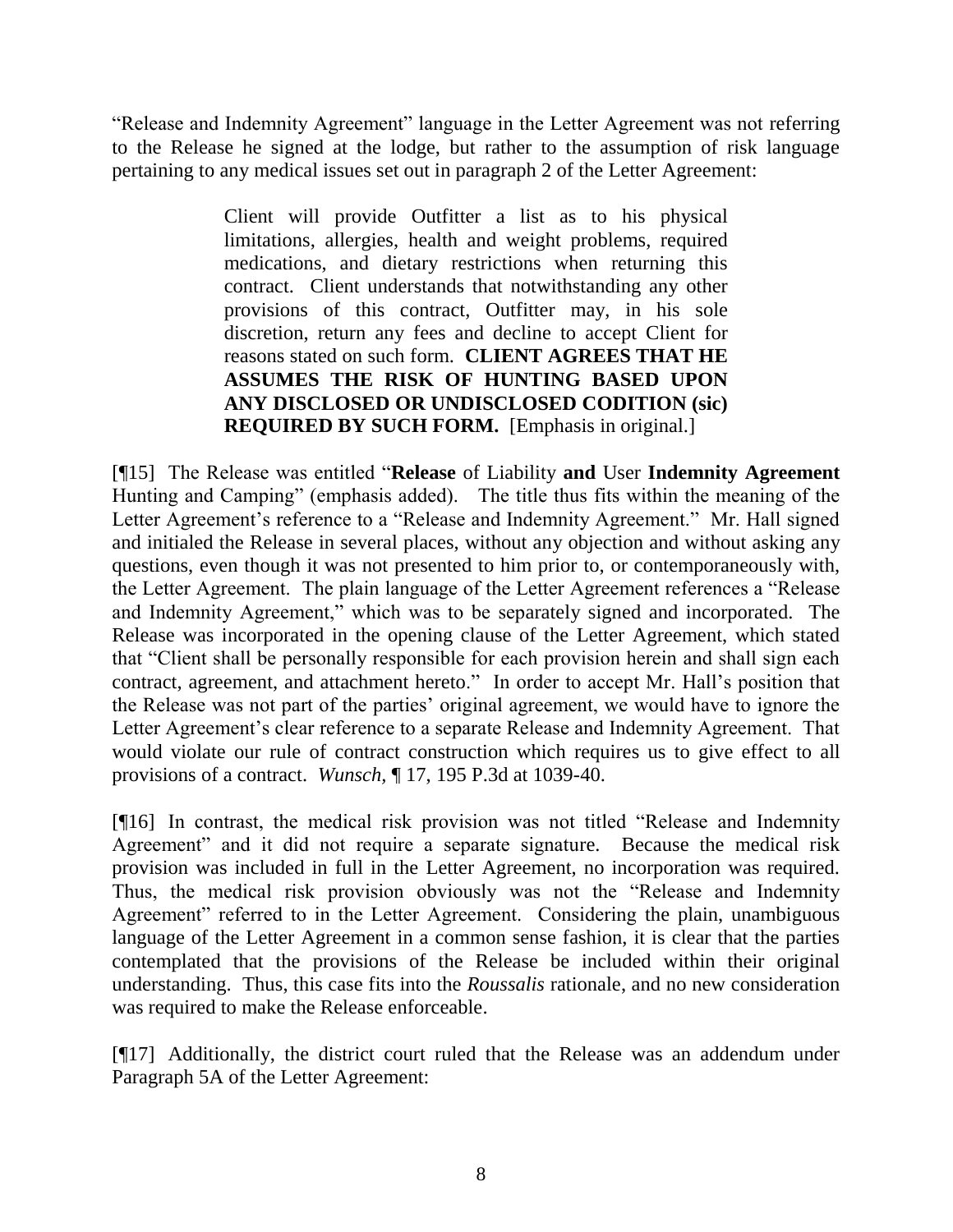"Release and Indemnity Agreement" language in the Letter Agreement was not referring to the Release he signed at the lodge, but rather to the assumption of risk language pertaining to any medical issues set out in paragraph 2 of the Letter Agreement:

> Client will provide Outfitter a list as to his physical limitations, allergies, health and weight problems, required medications, and dietary restrictions when returning this contract. Client understands that notwithstanding any other provisions of this contract, Outfitter may, in his sole discretion, return any fees and decline to accept Client for reasons stated on such form. **CLIENT AGREES THAT HE ASSUMES THE RISK OF HUNTING BASED UPON ANY DISCLOSED OR UNDISCLOSED CODITION (sic) REQUIRED BY SUCH FORM.** [Emphasis in original.]

[¶15] The Release was entitled "**Release** of Liability **and** User **Indemnity Agreement** Hunting and Camping" (emphasis added). The title thus fits within the meaning of the Letter Agreement's reference to a "Release and Indemnity Agreement." Mr. Hall signed and initialed the Release in several places, without any objection and without asking any questions, even though it was not presented to him prior to, or contemporaneously with, the Letter Agreement. The plain language of the Letter Agreement references a "Release and Indemnity Agreement," which was to be separately signed and incorporated. The Release was incorporated in the opening clause of the Letter Agreement, which stated that "Client shall be personally responsible for each provision herein and shall sign each contract, agreement, and attachment hereto." In order to accept Mr. Hall's position that the Release was not part of the parties' original agreement, we would have to ignore the Letter Agreement's clear reference to a separate Release and Indemnity Agreement. That would violate our rule of contract construction which requires us to give effect to all provisions of a contract. *Wunsch*, ¶ 17, 195 P.3d at 1039-40.

[¶16] In contrast, the medical risk provision was not titled "Release and Indemnity Agreement" and it did not require a separate signature. Because the medical risk provision was included in full in the Letter Agreement, no incorporation was required. Thus, the medical risk provision obviously was not the "Release and Indemnity Agreement" referred to in the Letter Agreement. Considering the plain, unambiguous language of the Letter Agreement in a common sense fashion, it is clear that the parties contemplated that the provisions of the Release be included within their original understanding. Thus, this case fits into the *Roussalis* rationale, and no new consideration was required to make the Release enforceable.

[¶17] Additionally, the district court ruled that the Release was an addendum under Paragraph 5A of the Letter Agreement: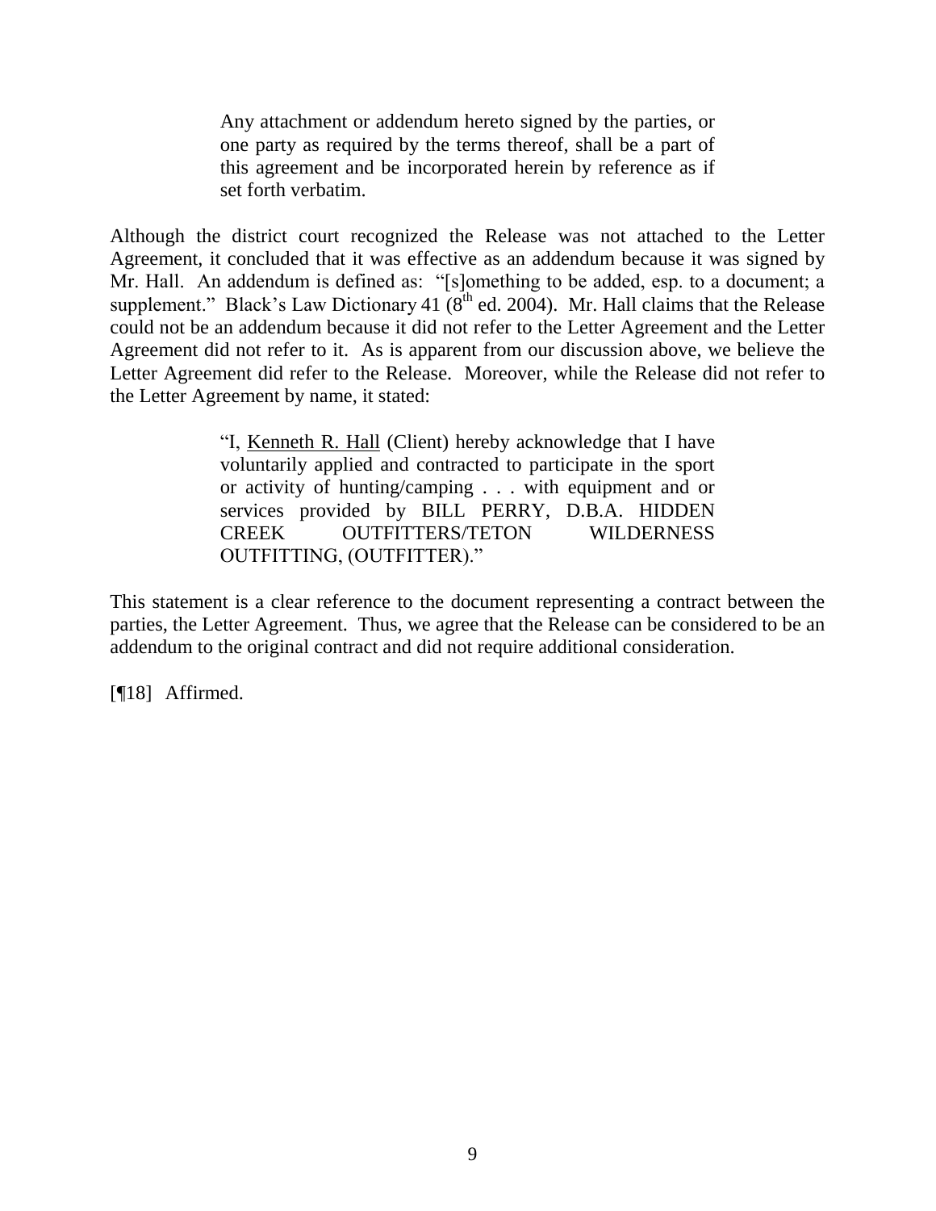> Any attachment or addendum hereto signed by the parties, or one party as required by the terms thereof, shall be a part of this agreement and be incorporated herein by reference as if set forth verbatim.

Although the district court recognized the Release was not attached to the Letter Agreement, it concluded that it was effective as an addendum because it was signed by Mr. Hall. An addendum is defined as: "[s]omething to be added, esp. to a document; a supplement." Black's Law Dictionary 41 (8th ed. 2004). Mr. Hall claims that the Release could not be an addendum because it did not refer to the Letter Agreement and the Letter Agreement did not refer to it. As is apparent from our discussion above, we believe the Letter Agreement did refer to the Release. Moreover, while the Release did not refer to the Letter Agreement by name, it stated:

> "I, Kenneth R. Hall (Client) hereby acknowledge that I have voluntarily applied and contracted to participate in the sport or activity of hunting/camping . . . with equipment and or services provided by BILL PERRY, D.B.A. HIDDEN CREEK OUTFITTERS/TETON WILDERNESS OUTFITTING, (OUTFITTER)."

This statement is a clear reference to the document representing a contract between the parties, the Letter Agreement. Thus, we agree that the Release can be considered to be an addendum to the original contract and did not require additional consideration.

[¶18] Affirmed.